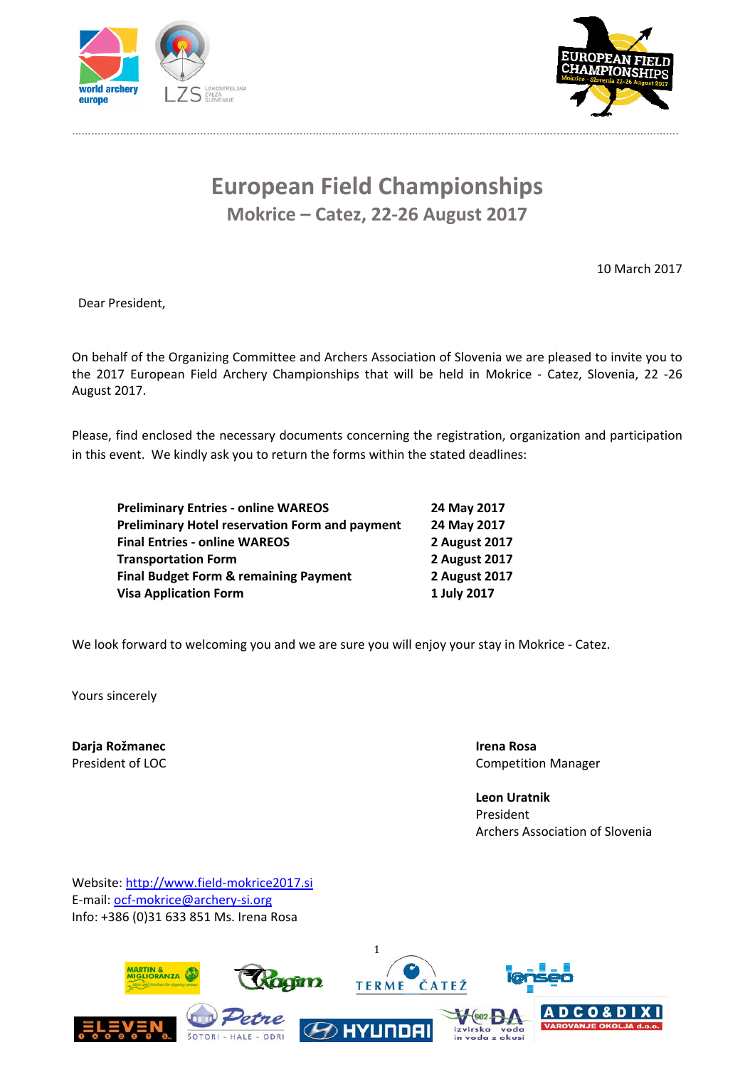# European Field Championships

## Mokrice – Catez, 22-26 August 2017

10 March 2017

Dear President,

On behalf of the Organizing Committee and Archers Association of Slovenia we are pleased to invite you to the 2017 European Field Archery Championships that will be held in Mokrice - Catez, Slovenia, 22 -26 August 2017.

Please, find enclosed the necessary documents concerning the registration, organization and participation in this event. We kindly ask you to return the forms within the stated deadlines:

| | |
|---|---|
| **Preliminary Entries - online WAREOS** | **24 May 2017** |
| **Preliminary Hotel reservation Form and payment** | **24 May 2017** |
| **Final Entries - online WAREOS** | **2 August 2017** |
| **Transportation Form** | **2 August 2017** |
| **Final Budget Form & remaining Payment** | **2 August 2017** |
| **Visa Application Form** | **1 July 2017** |

We look forward to welcoming you and we are sure you will enjoy your stay in Mokrice - Catez.

Yours sincerely

**Darja Rožmanec**
President of LOC

**Irena Rosa**
Competition Manager

**Leon Uratnik**
President
Archers Association of Slovenia

Website: http://www.field-mokrice2017.si
E-mail: ocf-mokrice@archery-si.org
Info: +386 (0)31 633 851 Ms. Irena Rosa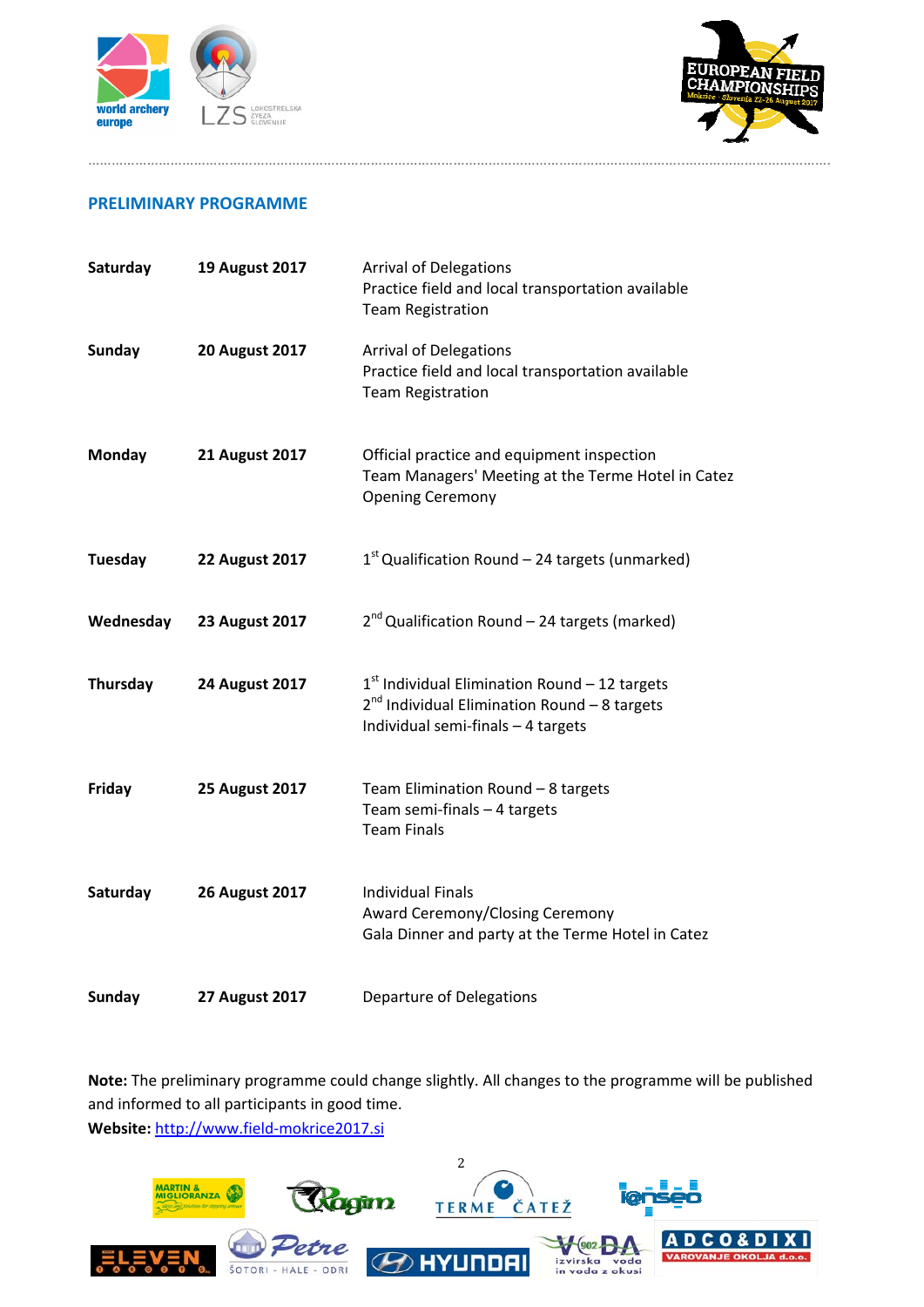## PRELIMINARY PROGRAMME

| | | |
|---|---|---|
| **Saturday** | **19 August 2017** | Arrival of Delegations<br>Practice field and local transportation available<br>Team Registration |
| **Sunday** | **20 August 2017** | Arrival of Delegations<br>Practice field and local transportation available<br>Team Registration |
| **Monday** | **21 August 2017** | Official practice and equipment inspection<br>Team Managers' Meeting at the Terme Hotel in Catez<br>Opening Ceremony |
| **Tuesday** | **22 August 2017** | 1st Qualification Round – 24 targets (unmarked) |
| **Wednesday** | **23 August 2017** | 2nd Qualification Round – 24 targets (marked) |
| **Thursday** | **24 August 2017** | 1st Individual Elimination Round – 12 targets<br>2nd Individual Elimination Round – 8 targets<br>Individual semi-finals – 4 targets |
| **Friday** | **25 August 2017** | Team Elimination Round – 8 targets<br>Team semi-finals – 4 targets<br>Team Finals |
| **Saturday** | **26 August 2017** | Individual Finals<br>Award Ceremony/Closing Ceremony<br>Gala Dinner and party at the Terme Hotel in Catez |
| **Sunday** | **27 August 2017** | Departure of Delegations |

**Note:** The preliminary programme could change slightly. All changes to the programme will be published and informed to all participants in good time.

**Website:** http://www.field-mokrice2017.si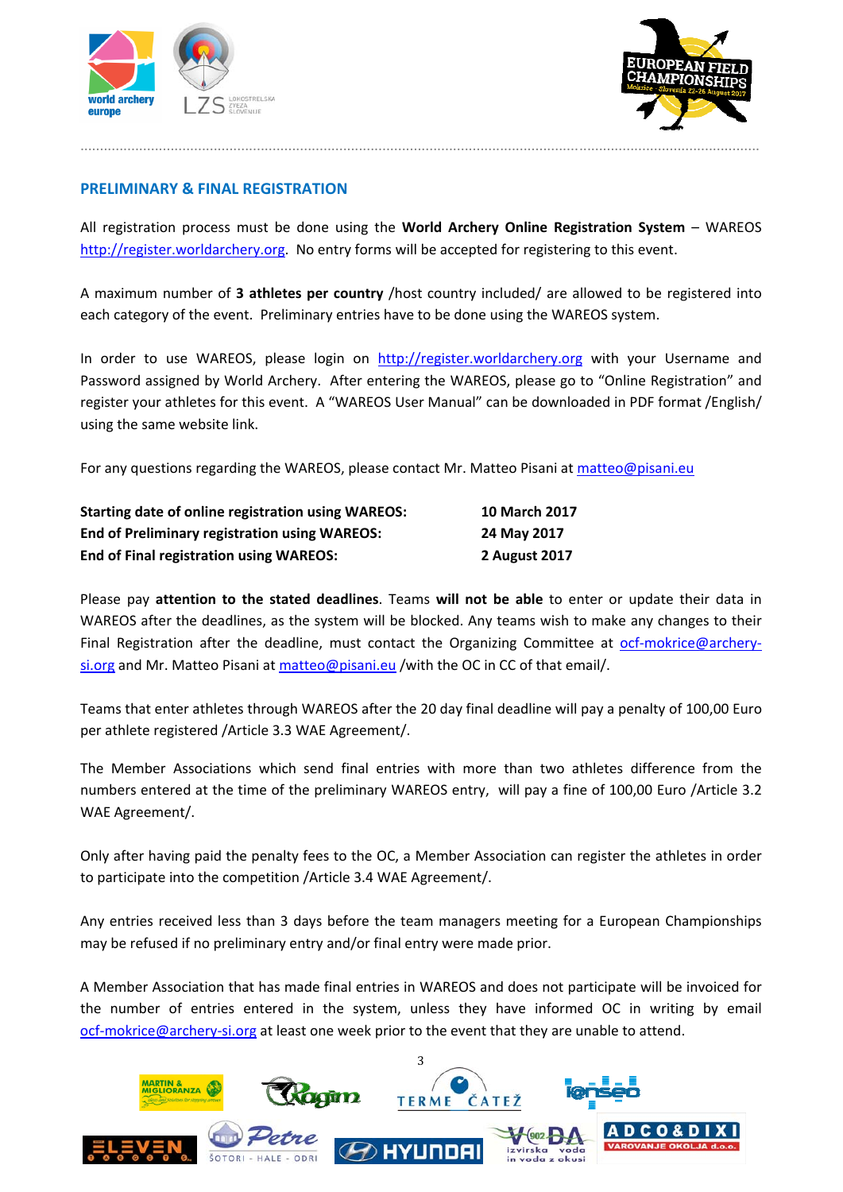## PRELIMINARY & FINAL REGISTRATION

All registration process must be done using the **World Archery Online Registration System** – WAREOS http://register.worldarchery.org. No entry forms will be accepted for registering to this event.

A maximum number of **3 athletes per country** /host country included/ are allowed to be registered into each category of the event. Preliminary entries have to be done using the WAREOS system.

In order to use WAREOS, please login on http://register.worldarchery.org with your Username and Password assigned by World Archery. After entering the WAREOS, please go to "Online Registration" and register your athletes for this event. A "WAREOS User Manual" can be downloaded in PDF format /English/ using the same website link.

For any questions regarding the WAREOS, please contact Mr. Matteo Pisani at matteo@pisani.eu

| | |
|---|---|
| **Starting date of online registration using WAREOS:** | **10 March 2017** |
| **End of Preliminary registration using WAREOS:** | **24 May 2017** |
| **End of Final registration using WAREOS:** | **2 August 2017** |

Please pay **attention to the stated deadlines**. Teams **will not be able** to enter or update their data in WAREOS after the deadlines, as the system will be blocked. Any teams wish to make any changes to their Final Registration after the deadline, must contact the Organizing Committee at ocf-mokrice@archery-si.org and Mr. Matteo Pisani at matteo@pisani.eu /with the OC in CC of that email/.

Teams that enter athletes through WAREOS after the 20 day final deadline will pay a penalty of 100,00 Euro per athlete registered /Article 3.3 WAE Agreement/.

The Member Associations which send final entries with more than two athletes difference from the numbers entered at the time of the preliminary WAREOS entry, will pay a fine of 100,00 Euro /Article 3.2 WAE Agreement/.

Only after having paid the penalty fees to the OC, a Member Association can register the athletes in order to participate into the competition /Article 3.4 WAE Agreement/.

Any entries received less than 3 days before the team managers meeting for a European Championships may be refused if no preliminary entry and/or final entry were made prior.

A Member Association that has made final entries in WAREOS and does not participate will be invoiced for the number of entries entered in the system, unless they have informed OC in writing by email ocf-mokrice@archery-si.org at least one week prior to the event that they are unable to attend.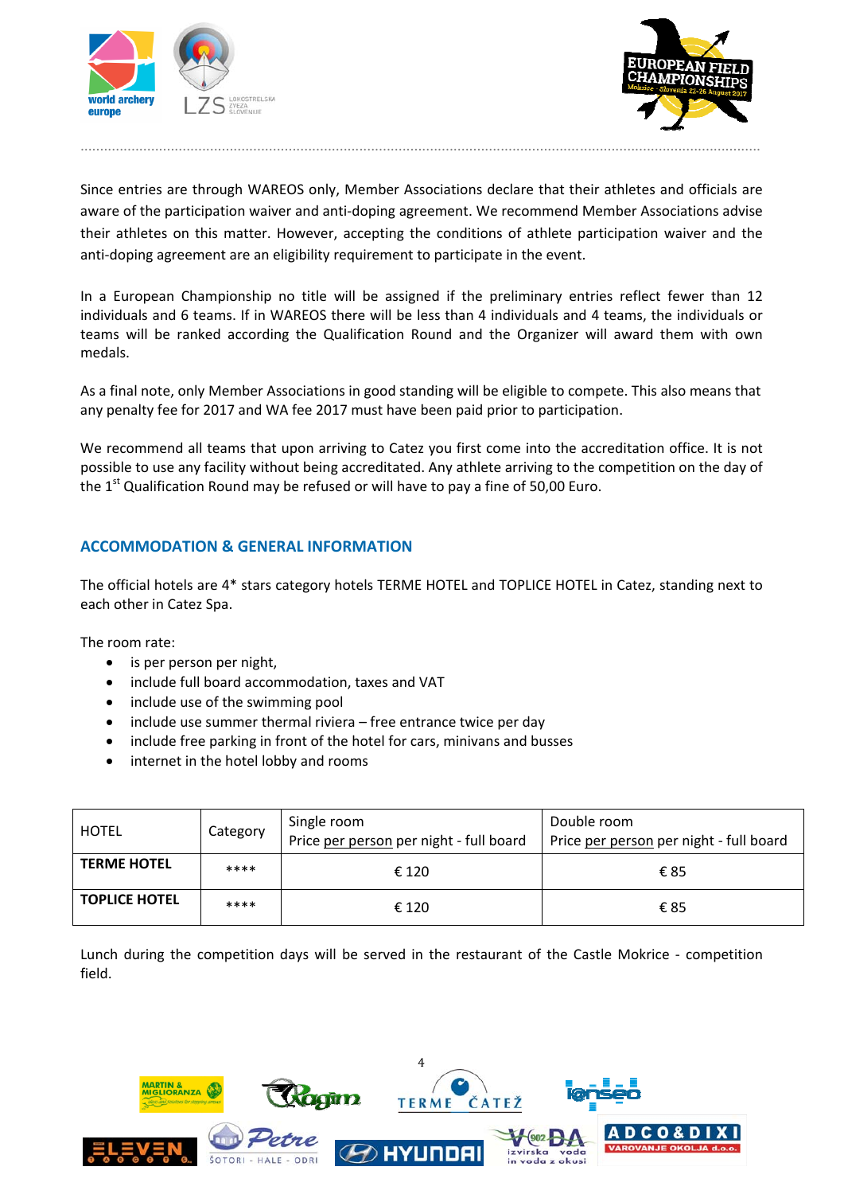Since entries are through WAREOS only, Member Associations declare that their athletes and officials are aware of the participation waiver and anti-doping agreement. We recommend Member Associations advise their athletes on this matter. However, accepting the conditions of athlete participation waiver and the anti-doping agreement are an eligibility requirement to participate in the event.

In a European Championship no title will be assigned if the preliminary entries reflect fewer than 12 individuals and 6 teams. If in WAREOS there will be less than 4 individuals and 4 teams, the individuals or teams will be ranked according the Qualification Round and the Organizer will award them with own medals.

As a final note, only Member Associations in good standing will be eligible to compete. This also means that any penalty fee for 2017 and WA fee 2017 must have been paid prior to participation.

We recommend all teams that upon arriving to Catez you first come into the accreditation office. It is not possible to use any facility without being accreditated. Any athlete arriving to the competition on the day of the 1st Qualification Round may be refused or will have to pay a fine of 50,00 Euro.

## ACCOMMODATION & GENERAL INFORMATION

The official hotels are 4* stars category hotels TERME HOTEL and TOPLICE HOTEL in Catez, standing next to each other in Catez Spa.

The room rate:

- is per person per night,
- include full board accommodation, taxes and VAT
- include use of the swimming pool
- include use summer thermal riviera – free entrance twice per day
- include free parking in front of the hotel for cars, minivans and busses
- internet in the hotel lobby and rooms

| HOTEL | Category | Single room Price per person per night - full board | Double room Price per person per night - full board |
|---|---|---|---|
| **TERME HOTEL** | **** | € 120 | € 85 |
| **TOPLICE HOTEL** | **** | € 120 | € 85 |

Lunch during the competition days will be served in the restaurant of the Castle Mokrice - competition field.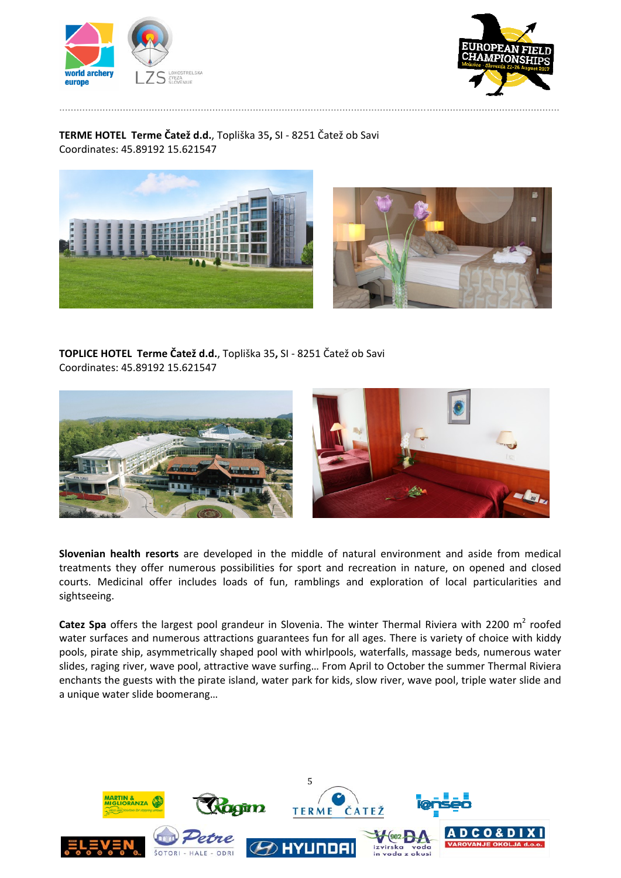**TERME HOTEL Terme Čatež d.d.**, Topliška 35, SI - 8251 Čatež ob Savi
Coordinates: 45.89192 15.621547

**TOPLICE HOTEL Terme Čatež d.d.**, Topliška 35, SI - 8251 Čatež ob Savi
Coordinates: 45.89192 15.621547

**Slovenian health resorts** are developed in the middle of natural environment and aside from medical treatments they offer numerous possibilities for sport and recreation in nature, on opened and closed courts. Medicinal offer includes loads of fun, ramblings and exploration of local particularities and sightseeing.

**Catez Spa** offers the largest pool grandeur in Slovenia. The winter Thermal Riviera with 2200 m$^2$ roofed water surfaces and numerous attractions guarantees fun for all ages. There is variety of choice with kiddy pools, pirate ship, asymmetrically shaped pool with whirlpools, waterfalls, massage beds, numerous water slides, raging river, wave pool, attractive wave surfing… From April to October the summer Thermal Riviera enchants the guests with the pirate island, water park for kids, slow river, wave pool, triple water slide and a unique water slide boomerang…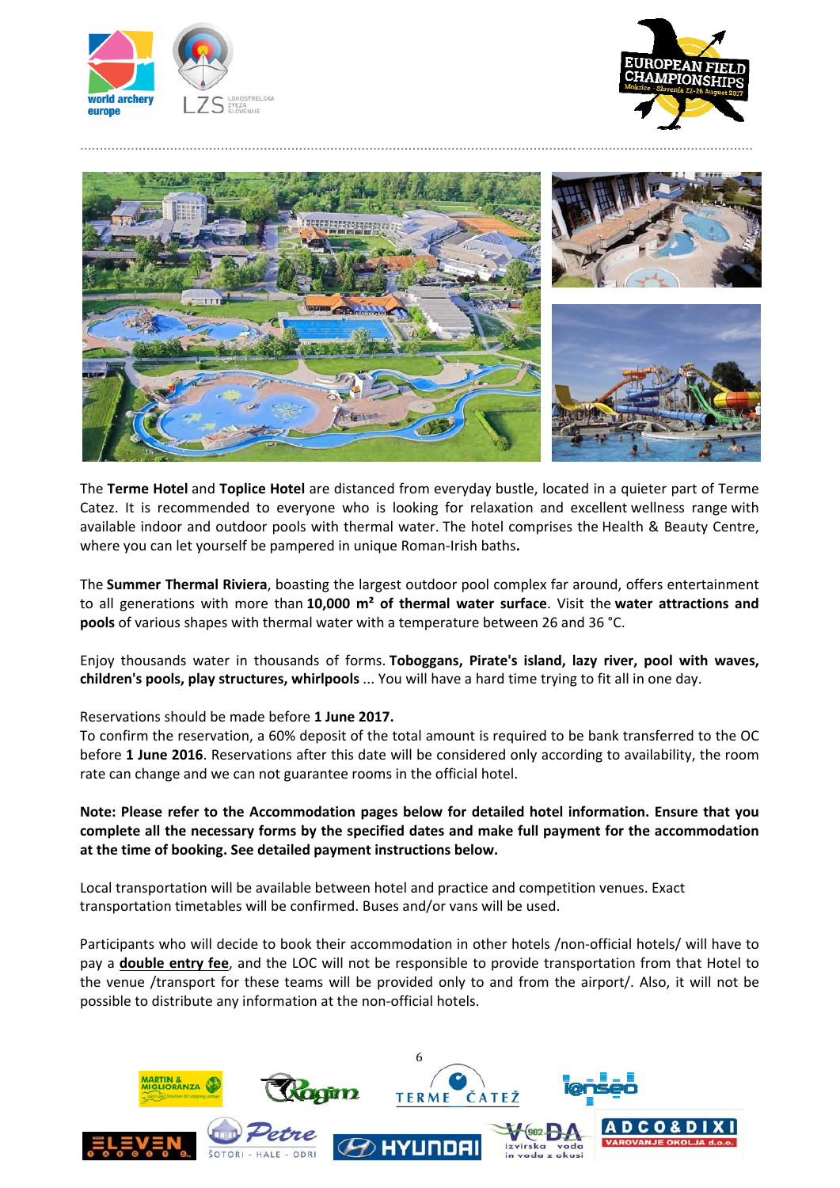The **Terme Hotel** and **Toplice Hotel** are distanced from everyday bustle, located in a quieter part of Terme Catez. It is recommended to everyone who is looking for relaxation and excellent wellness range with available indoor and outdoor pools with thermal water. The hotel comprises the Health & Beauty Centre, where you can let yourself be pampered in unique Roman-Irish baths**.**

The **Summer Thermal Riviera**, boasting the largest outdoor pool complex far around, offers entertainment to all generations with more than **10,000 m² of thermal water surface**. Visit the **water attractions and pools** of various shapes with thermal water with a temperature between 26 and 36 °C.

Enjoy thousands water in thousands of forms. **Toboggans, Pirate's island, lazy river, pool with waves, children's pools, play structures, whirlpools** ... You will have a hard time trying to fit all in one day.

Reservations should be made before **1 June 2017.**
To confirm the reservation, a 60% deposit of the total amount is required to be bank transferred to the OC before **1 June 2016**. Reservations after this date will be considered only according to availability, the room rate can change and we can not guarantee rooms in the official hotel.

**Note: Please refer to the Accommodation pages below for detailed hotel information. Ensure that you complete all the necessary forms by the specified dates and make full payment for the accommodation at the time of booking. See detailed payment instructions below.**

Local transportation will be available between hotel and practice and competition venues. Exact transportation timetables will be confirmed. Buses and/or vans will be used.

Participants who will decide to book their accommodation in other hotels /non-official hotels/ will have to pay a **double entry fee**, and the LOC will not be responsible to provide transportation from that Hotel to the venue /transport for these teams will be provided only to and from the airport/. Also, it will not be possible to distribute any information at the non-official hotels.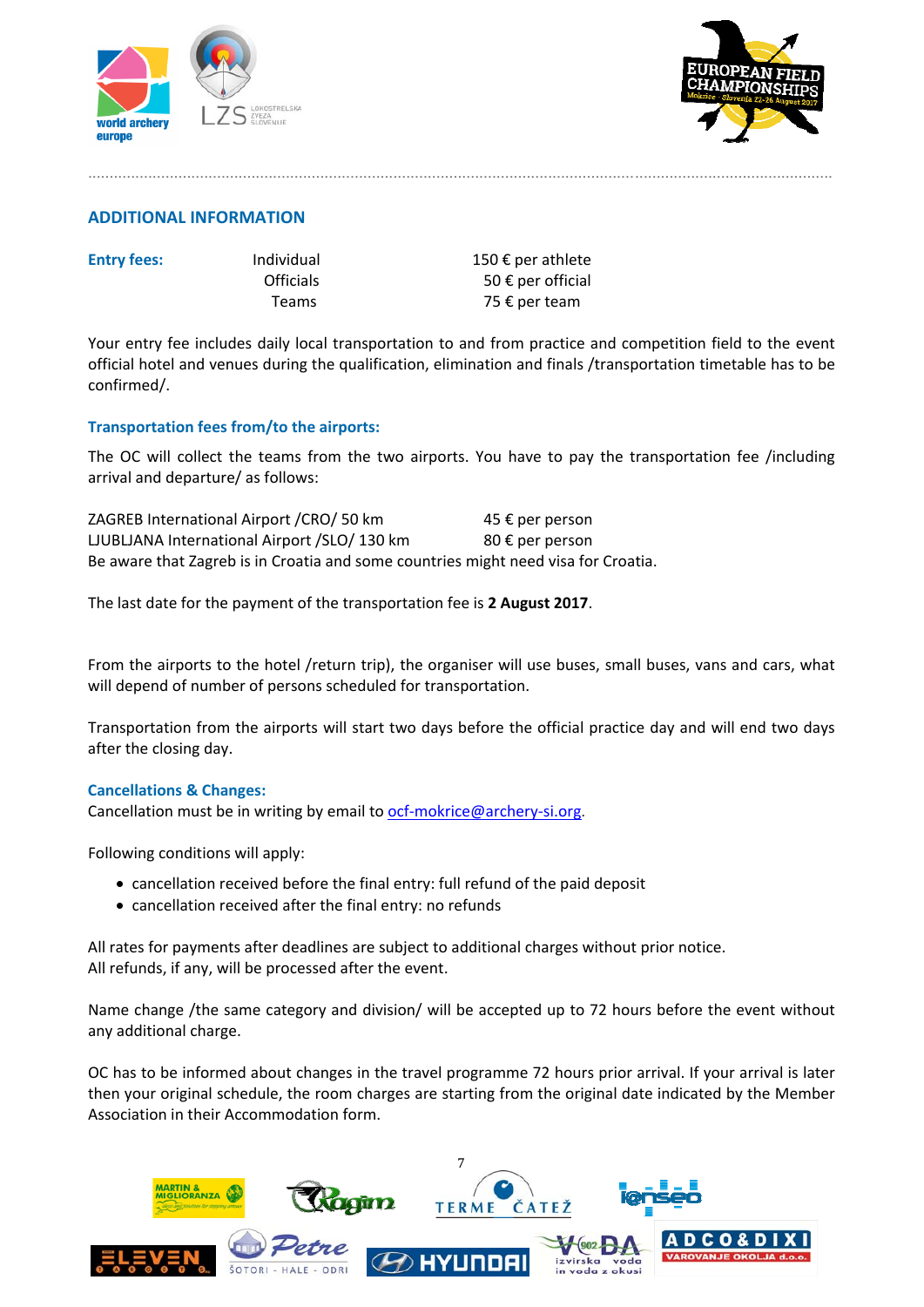## ADDITIONAL INFORMATION

| Entry fees: | | |
|---|---|---|
| | Individual | 150 € per athlete |
| | Officials | 50 € per official |
| | Teams | 75 € per team |

Your entry fee includes daily local transportation to and from practice and competition field to the event official hotel and venues during the qualification, elimination and finals /transportation timetable has to be confirmed/.

### Transportation fees from/to the airports:

The OC will collect the teams from the two airports. You have to pay the transportation fee /including arrival and departure/ as follows:

| | |
|---|---|
| ZAGREB International Airport /CRO/ 50 km | 45 € per person |
| LJUBLJANA International Airport /SLO/ 130 km | 80 € per person |

Be aware that Zagreb is in Croatia and some countries might need visa for Croatia.

The last date for the payment of the transportation fee is **2 August 2017**.

From the airports to the hotel /return trip), the organiser will use buses, small buses, vans and cars, what will depend of number of persons scheduled for transportation.

Transportation from the airports will start two days before the official practice day and will end two days after the closing day.

### Cancellations & Changes:

Cancellation must be in writing by email to ocf-mokrice@archery-si.org.

Following conditions will apply:

- cancellation received before the final entry: full refund of the paid deposit
- cancellation received after the final entry: no refunds

All rates for payments after deadlines are subject to additional charges without prior notice.
All refunds, if any, will be processed after the event.

Name change /the same category and division/ will be accepted up to 72 hours before the event without any additional charge.

OC has to be informed about changes in the travel programme 72 hours prior arrival. If your arrival is later then your original schedule, the room charges are starting from the original date indicated by the Member Association in their Accommodation form.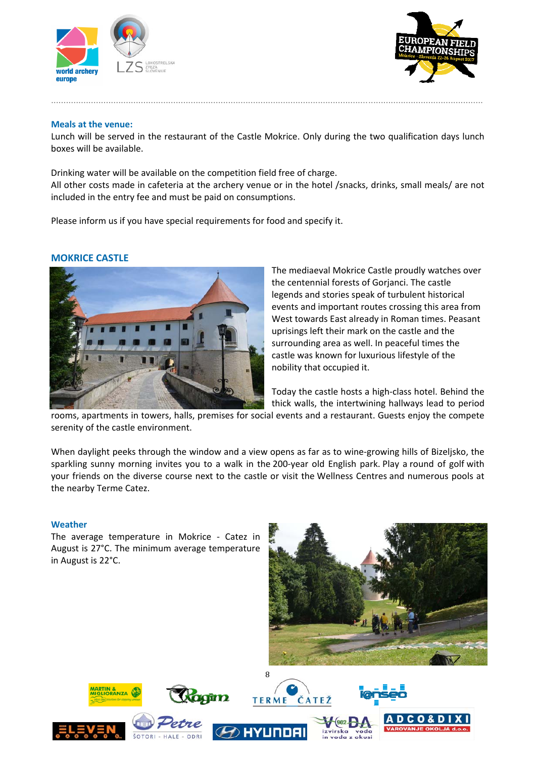### Meals at the venue:

Lunch will be served in the restaurant of the Castle Mokrice. Only during the two qualification days lunch boxes will be available.

Drinking water will be available on the competition field free of charge.
All other costs made in cafeteria at the archery venue or in the hotel /snacks, drinks, small meals/ are not included in the entry fee and must be paid on consumptions.

Please inform us if you have special requirements for food and specify it.

## MOKRICE CASTLE

The mediaeval Mokrice Castle proudly watches over the centennial forests of Gorjanci. The castle legends and stories speak of turbulent historical events and important routes crossing this area from West towards East already in Roman times. Peasant uprisings left their mark on the castle and the surrounding area as well. In peaceful times the castle was known for luxurious lifestyle of the nobility that occupied it.

Today the castle hosts a high-class hotel. Behind the thick walls, the intertwining hallways lead to period rooms, apartments in towers, halls, premises for social events and a restaurant. Guests enjoy the compete serenity of the castle environment.

When daylight peeks through the window and a view opens as far as to wine-growing hills of Bizeljsko, the sparkling sunny morning invites you to a walk in the 200-year old English park. Play a round of golf with your friends on the diverse course next to the castle or visit the Wellness Centres and numerous pools at the nearby Terme Catez.

### Weather

The average temperature in Mokrice - Catez in August is 27°C. The minimum average temperature in August is 22°C.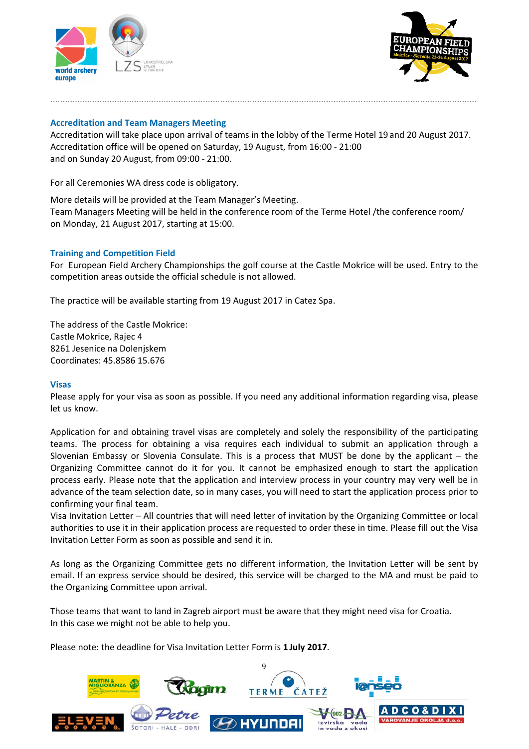## Accreditation and Team Managers Meeting

Accreditation will take place upon arrival of teams in the lobby of the Terme Hotel 19 and 20 August 2017. Accreditation office will be opened on Saturday, 19 August, from 16:00 - 21:00 and on Sunday 20 August, from 09:00 - 21:00.

For all Ceremonies WA dress code is obligatory.

More details will be provided at the Team Manager's Meeting.
Team Managers Meeting will be held in the conference room of the Terme Hotel /the conference room/ on Monday, 21 August 2017, starting at 15:00.

## Training and Competition Field

For European Field Archery Championships the golf course at the Castle Mokrice will be used. Entry to the competition areas outside the official schedule is not allowed.

The practice will be available starting from 19 August 2017 in Catez Spa.

The address of the Castle Mokrice:
Castle Mokrice, Rajec 4
8261 Jesenice na Dolenjskem
Coordinates: 45.8586 15.676

## Visas

Please apply for your visa as soon as possible. If you need any additional information regarding visa, please let us know.

Application for and obtaining travel visas are completely and solely the responsibility of the participating teams. The process for obtaining a visa requires each individual to submit an application through a Slovenian Embassy or Slovenia Consulate. This is a process that MUST be done by the applicant – the Organizing Committee cannot do it for you. It cannot be emphasized enough to start the application process early. Please note that the application and interview process in your country may very well be in advance of the team selection date, so in many cases, you will need to start the application process prior to confirming your final team.
Visa Invitation Letter – All countries that will need letter of invitation by the Organizing Committee or local authorities to use it in their application process are requested to order these in time. Please fill out the Visa Invitation Letter Form as soon as possible and send it in.

As long as the Organizing Committee gets no different information, the Invitation Letter will be sent by email. If an express service should be desired, this service will be charged to the MA and must be paid to the Organizing Committee upon arrival.

Those teams that want to land in Zagreb airport must be aware that they might need visa for Croatia.
In this case we might not be able to help you.

Please note: the deadline for Visa Invitation Letter Form is **1 July 2017**.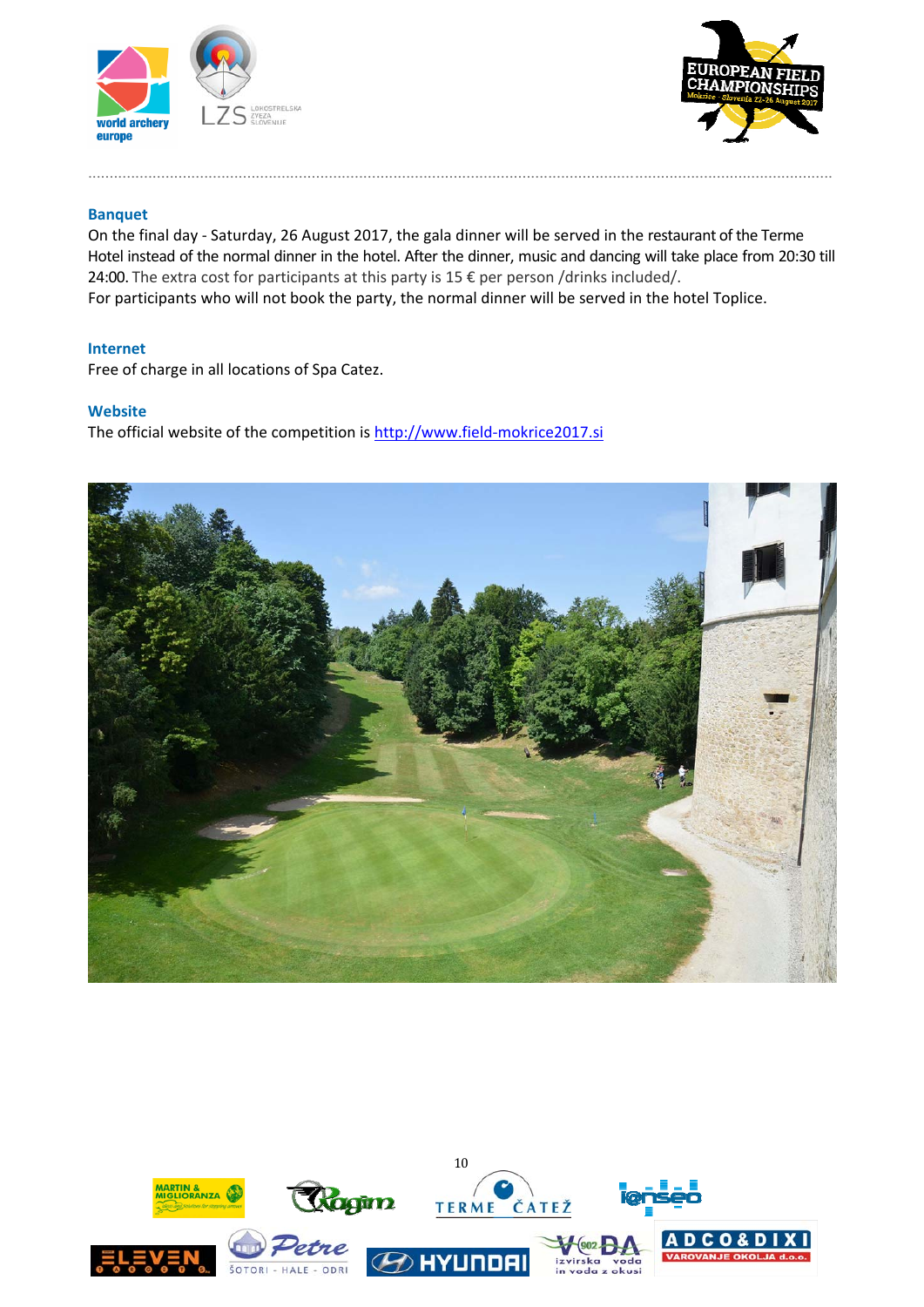## Banquet

On the final day - Saturday, 26 August 2017, the gala dinner will be served in the restaurant of the Terme Hotel instead of the normal dinner in the hotel. After the dinner, music and dancing will take place from 20:30 till 24:00. The extra cost for participants at this party is 15 € per person /drinks included/.
For participants who will not book the party, the normal dinner will be served in the hotel Toplice.

## Internet

Free of charge in all locations of Spa Catez.

## Website

The official website of the competition is http://www.field-mokrice2017.si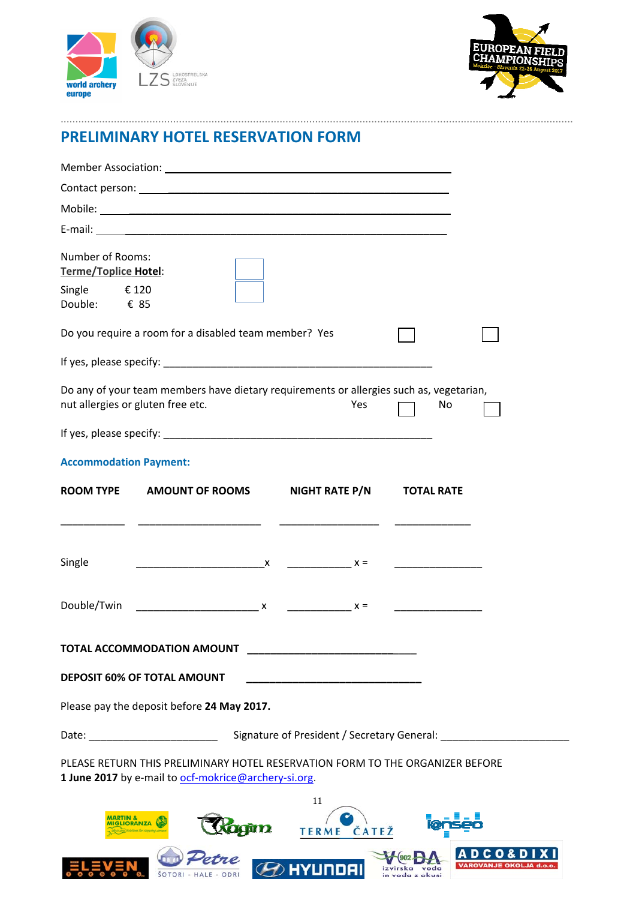## PRELIMINARY HOTEL RESERVATION FORM

Member Association: ______________________________________________

Contact person: ______________________________________________

Mobile: ______________________________________________

E-mail: ______________________________________________

Number of Rooms:
**Terme/Toplice Hotel**:

Single € 120 ☐
Double: € 85 ☐

Do you require a room for a disabled team member? Yes ☐ ☐

If yes, please specify: ______________________________________________

Do any of your team members have dietary requirements or allergies such as, vegetarian, nut allergies or gluten free etc. Yes ☐ No ☐

If yes, please specify: ______________________________________________

### Accommodation Payment:

| ROOM TYPE | AMOUNT OF ROOMS | | NIGHT RATE P/N | | TOTAL RATE |
|---|---|---|---|---|---|
| __________ | ____________________ | | ________________ | | ____________ |
| Single | ____________________ | x | __________ | x = | ______________ |
| Double/Twin | ____________________ | x | __________ | x = | ______________ |

**TOTAL ACCOMMODATION AMOUNT** ____________________________

**DEPOSIT 60% OF TOTAL AMOUNT** ____________________________

Please pay the deposit before **24 May 2017.**

Date: ______________________ Signature of President / Secretary General: ______________________

PLEASE RETURN THIS PRELIMINARY HOTEL RESERVATION FORM TO THE ORGANIZER BEFORE **1 June 2017** by e-mail to ocf-mokrice@archery-si.org.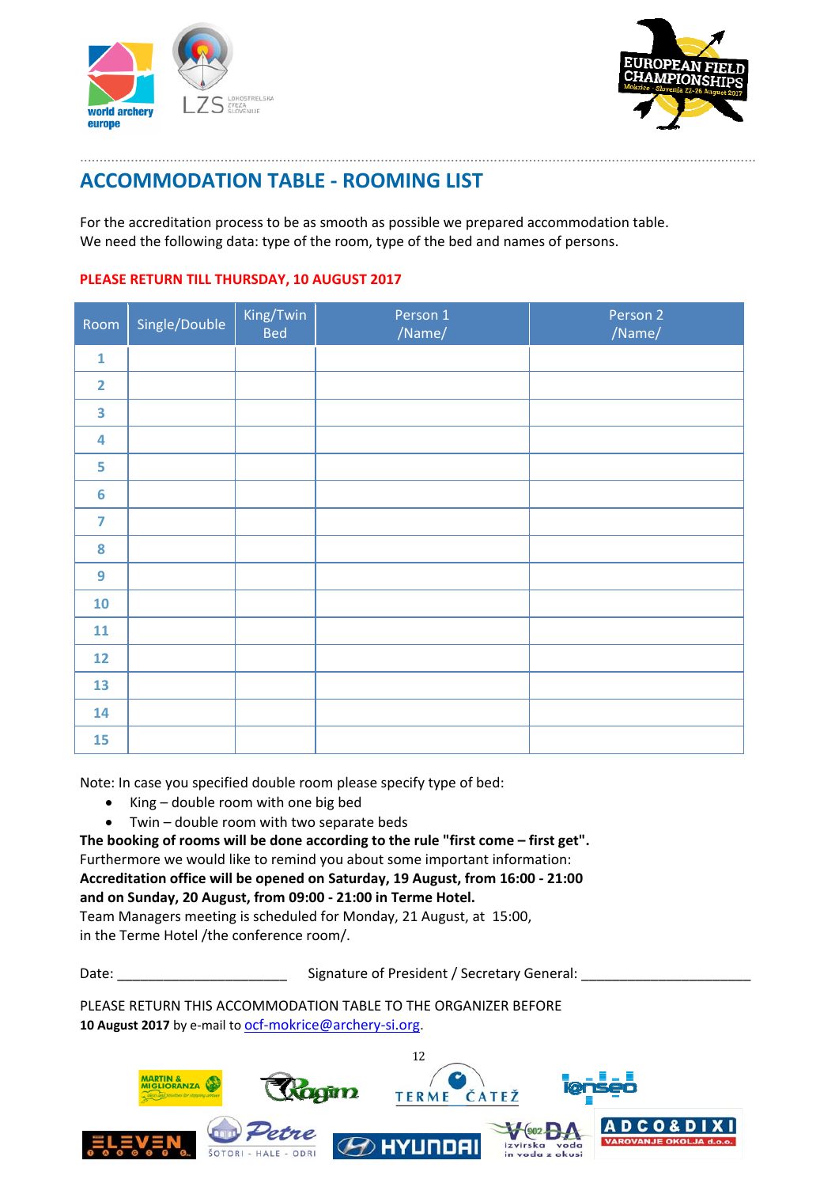## ACCOMMODATION TABLE - ROOMING LIST

For the accreditation process to be as smooth as possible we prepared accommodation table.
We need the following data: type of the room, type of the bed and names of persons.

**PLEASE RETURN TILL THURSDAY, 10 AUGUST 2017**

| Room | Single/Double | King/Twin Bed | Person 1 /Name/ | Person 2 /Name/ |
|---|---|---|---|---|
| 1 | | | | |
| 2 | | | | |
| 3 | | | | |
| 4 | | | | |
| 5 | | | | |
| 6 | | | | |
| 7 | | | | |
| 8 | | | | |
| 9 | | | | |
| 10 | | | | |
| 11 | | | | |
| 12 | | | | |
| 13 | | | | |
| 14 | | | | |
| 15 | | | | |

Note: In case you specified double room please specify type of bed:

- King – double room with one big bed
- Twin – double room with two separate beds

**The booking of rooms will be done according to the rule "first come – first get".**
Furthermore we would like to remind you about some important information:
**Accreditation office will be opened on Saturday, 19 August, from 16:00 - 21:00 and on Sunday, 20 August, from 09:00 - 21:00 in Terme Hotel.**
Team Managers meeting is scheduled for Monday, 21 August, at 15:00, in the Terme Hotel /the conference room/.

Date: ______________________ Signature of President / Secretary General: ______________________

PLEASE RETURN THIS ACCOMMODATION TABLE TO THE ORGANIZER BEFORE
**10 August 2017** by e-mail to ocf-mokrice@archery-si.org.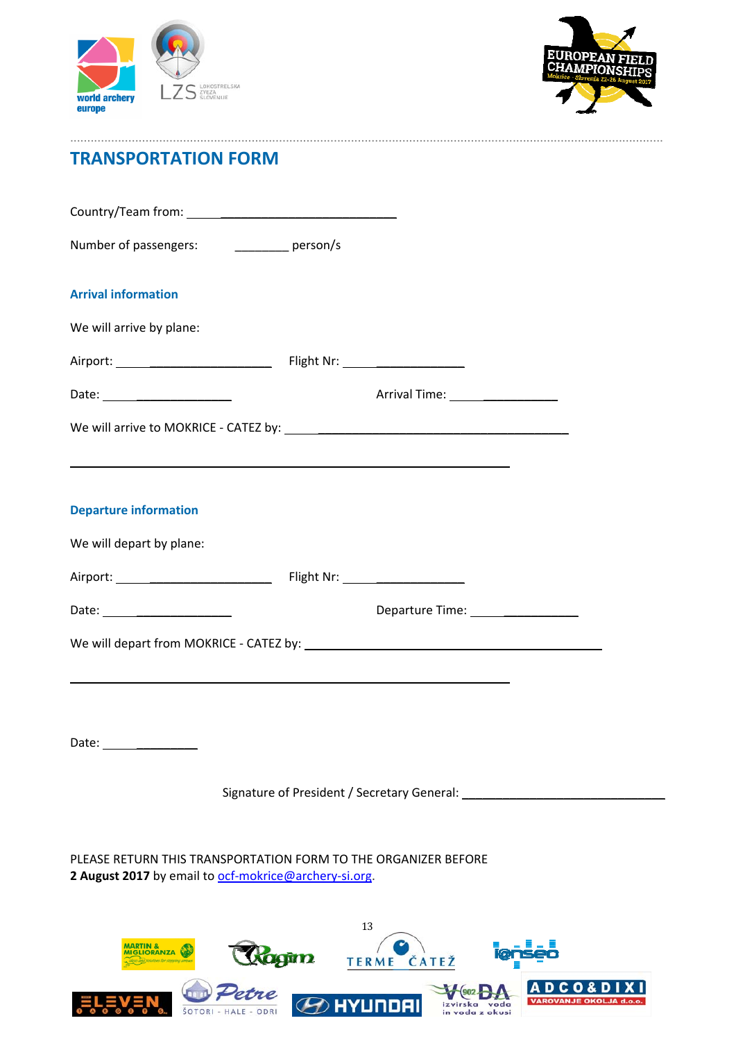# TRANSPORTATION FORM

Country/Team from: ______________________________

Number of passengers: ________ person/s

## Arrival information

We will arrive by plane:

Airport: ______________________ Flight Nr: ________________

Date: _________________ Arrival Time: _______________

We will arrive to MOKRICE - CATEZ by: ________________________________________

______________________________________________________________

## Departure information

We will depart by plane:

Airport: ______________________ Flight Nr: ________________

Date: _________________ Departure Time: _______________

We will depart from MOKRICE - CATEZ by: ________________________________________

______________________________________________________________

Date: ____________

Signature of President / Secretary General: ______________________________

PLEASE RETURN THIS TRANSPORTATION FORM TO THE ORGANIZER BEFORE **2 August 2017** by email to ocf-mokrice@archery-si.org.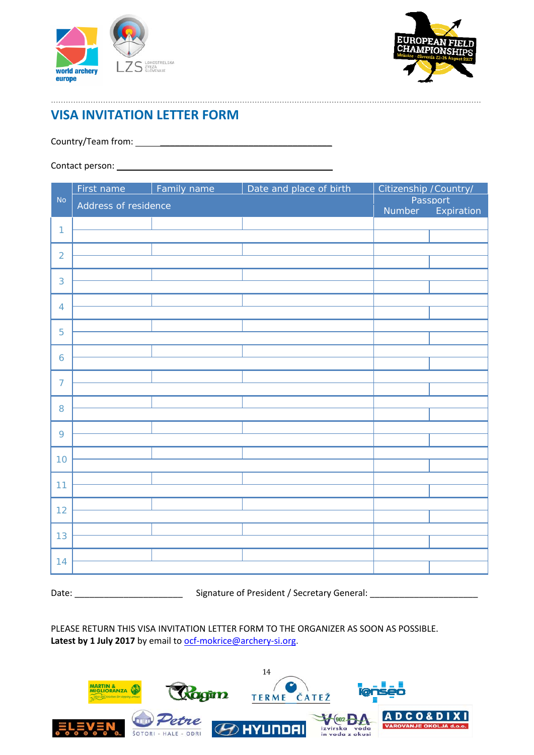## VISA INVITATION LETTER FORM

Country/Team from: ______________________________

Contact person: ______________________________

| No | First name | Family name | Date and place of birth | Citizenship /Country/ | |
|---|---|---|---|---|---|
| | Address of residence | | | Passport | |
| | | | | Number | Expiration |
| 1 | | | | | |
| | | | | | |
| 2 | | | | | |
| | | | | | |
| 3 | | | | | |
| | | | | | |
| 4 | | | | | |
| | | | | | |
| 5 | | | | | |
| | | | | | |
| 6 | | | | | |
| | | | | | |
| 7 | | | | | |
| | | | | | |
| 8 | | | | | |
| | | | | | |
| 9 | | | | | |
| | | | | | |
| 10 | | | | | |
| | | | | | |
| 11 | | | | | |
| | | | | | |
| 12 | | | | | |
| | | | | | |
| 13 | | | | | |
| | | | | | |
| 14 | | | | | |
| | | | | | |

Date: ______________________ Signature of President / Secretary General: ______________________

PLEASE RETURN THIS VISA INVITATION LETTER FORM TO THE ORGANIZER AS SOON AS POSSIBLE.
**Latest by 1 July 2017** by email to ocf-mokrice@archery-si.org.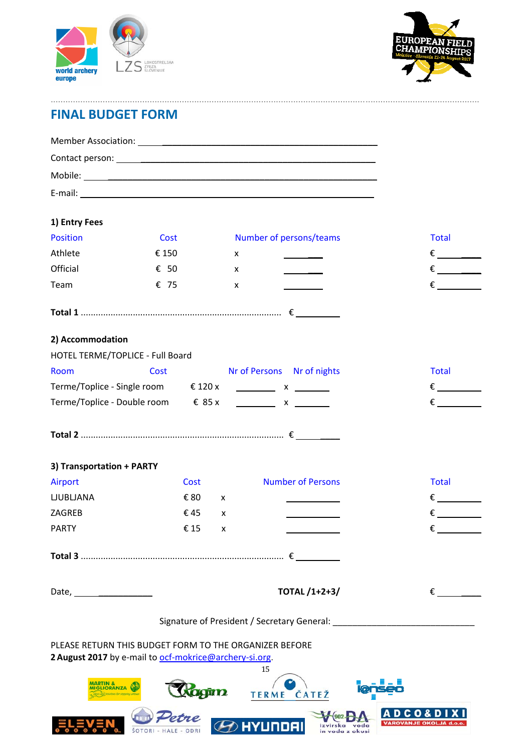## FINAL BUDGET FORM

Member Association: ______________________________

Contact person: ______________________________

Mobile: ______________________________

E-mail: ______________________________

### 1) Entry Fees

| Position | Cost | | Number of persons/teams | Total |
|---|---|---|---|---|
| Athlete | € 150 | x | ________ | € ________ |
| Official | € 50 | x | ________ | € ________ |
| Team | € 75 | x | ________ | € ________ |

**Total 1** ........................................................................... € ________

### 2) Accommodation

HOTEL TERME/TOPLICE - Full Board

| Room | Cost | Nr of Persons | | Nr of nights | Total |
|---|---|---|---|---|---|
| Terme/Toplice - Single room | € 120 x | ________ | x | ________ | € ________ |
| Terme/Toplice - Double room | € 85 x | ________ | x | ________ | € ________ |

**Total 2** ........................................................................... € ________

### 3) Transportation + PARTY

| Airport | Cost | | Number of Persons | Total |
|---|---|---|---|---|
| LJUBLJANA | € 80 | x | ________ | € ________ |
| ZAGREB | € 45 | x | ________ | € ________ |
| PARTY | € 15 | x | ________ | € ________ |

**Total 3** ........................................................................... € ________

Date, ______________ **TOTAL /1+2+3/** € ________

Signature of President / Secretary General: ______________________________

PLEASE RETURN THIS BUDGET FORM TO THE ORGANIZER BEFORE
**2 August 2017** by e-mail to ocf-mokrice@archery-si.org.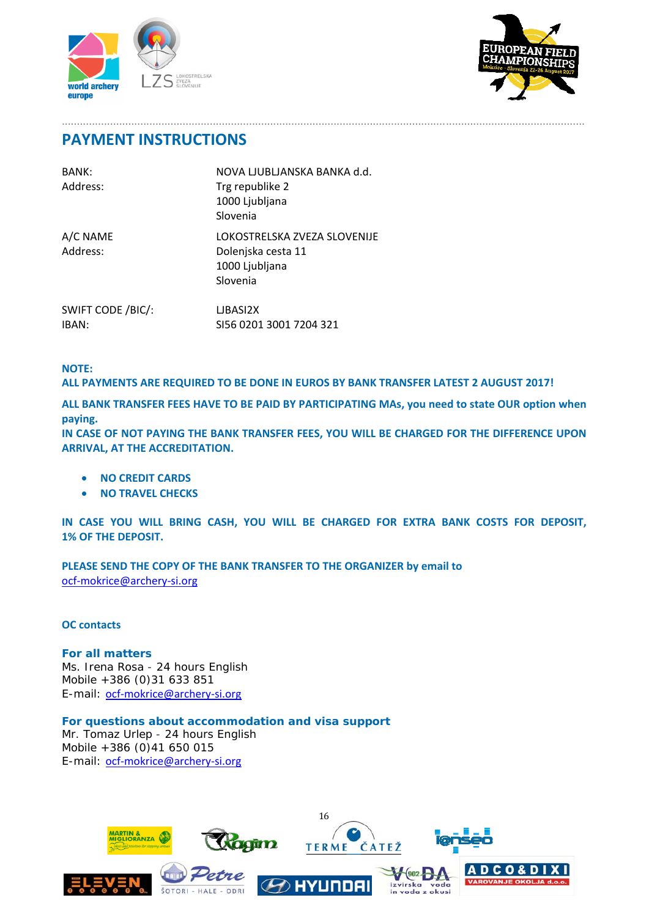# PAYMENT INSTRUCTIONS

| | |
|---|---|
| BANK:<br>Address: | NOVA LJUBLJANSKA BANKA d.d.<br>Trg republike 2<br>1000 Ljubljana<br>Slovenia |
| A/C NAME<br>Address: | LOKOSTRELSKA ZVEZA SLOVENIJE<br>Dolenjska cesta 11<br>1000 Ljubljana<br>Slovenia |
| SWIFT CODE /BIC/:<br>IBAN: | LJBASI2X<br>SI56 0201 3001 7204 321 |

**NOTE:**
**ALL PAYMENTS ARE REQUIRED TO BE DONE IN EUROS BY BANK TRANSFER LATEST 2 AUGUST 2017!**

**ALL BANK TRANSFER FEES HAVE TO BE PAID BY PARTICIPATING MAs, you need to state OUR option when paying.**
**IN CASE OF NOT PAYING THE BANK TRANSFER FEES, YOU WILL BE CHARGED FOR THE DIFFERENCE UPON ARRIVAL, AT THE ACCREDITATION.**

- **NO CREDIT CARDS**
- **NO TRAVEL CHECKS**

**IN CASE YOU WILL BRING CASH, YOU WILL BE CHARGED FOR EXTRA BANK COSTS FOR DEPOSIT, 1% OF THE DEPOSIT.**

**PLEASE SEND THE COPY OF THE BANK TRANSFER TO THE ORGANIZER by email to** ocf-mokrice@archery-si.org

**OC contacts**

**For all matters**
Ms. Irena Rosa - 24 hours English
Mobile +386 (0)31 633 851
E-mail: ocf-mokrice@archery-si.org

**For questions about accommodation and visa support**
Mr. Tomaz Urlep - 24 hours English
Mobile +386 (0)41 650 015
E-mail: ocf-mokrice@archery-si.org